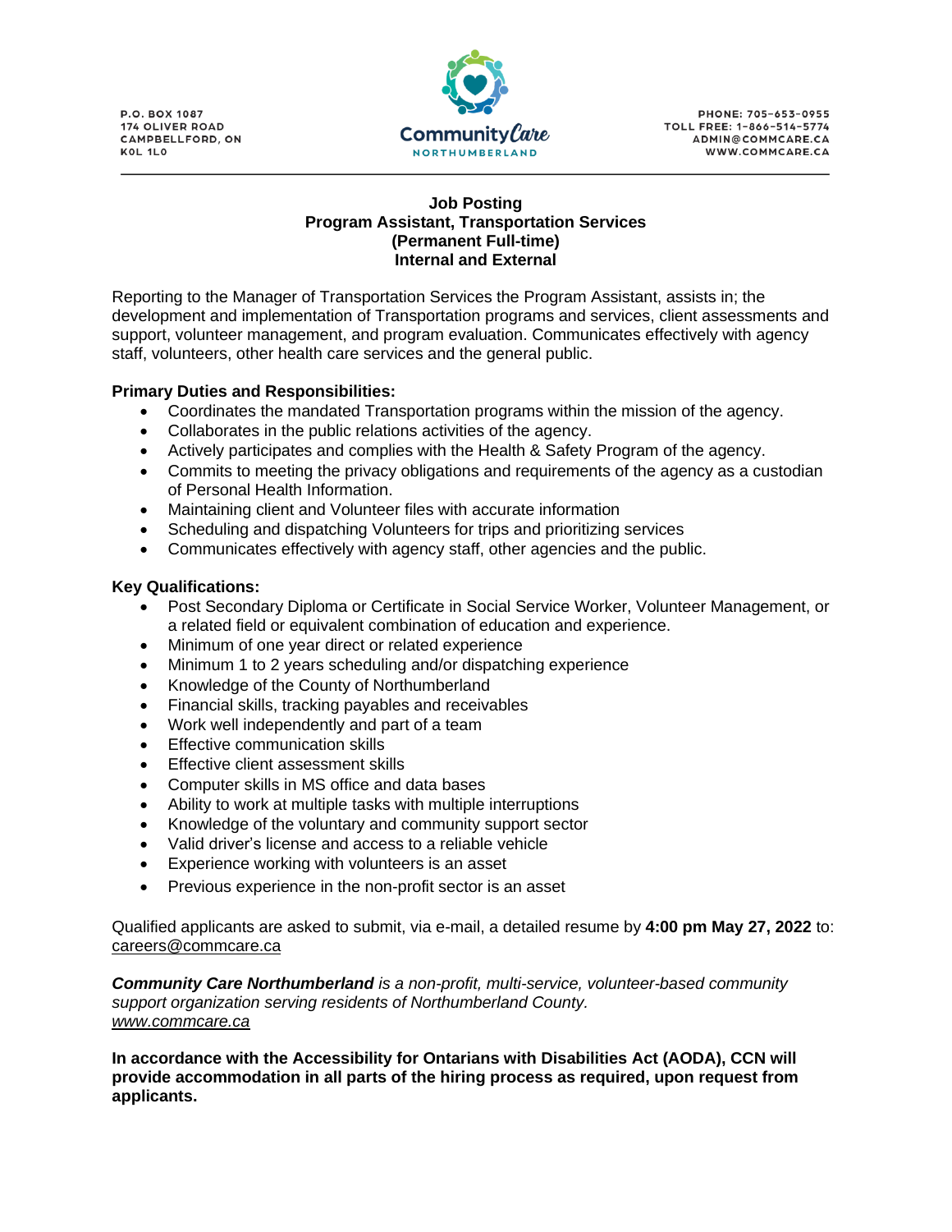P.O. BOX 1087
174 OLIVER ROAD
CAMPBELLFORD, ON
K0L 1L0

**Community Care NORTHUMBERLAND**

PHONE: 705-653-0955
TOLL FREE: 1-866-514-5774
ADMIN@COMMCARE.CA
WWW.COMMCARE.CA

---

# Job Posting
## Program Assistant, Transportation Services
## (Permanent Full-time)
## Internal and External

Reporting to the Manager of Transportation Services the Program Assistant, assists in; the development and implementation of Transportation programs and services, client assessments and support, volunteer management, and program evaluation. Communicates effectively with agency staff, volunteers, other health care services and the general public.

**Primary Duties and Responsibilities:**

- Coordinates the mandated Transportation programs within the mission of the agency.
- Collaborates in the public relations activities of the agency.
- Actively participates and complies with the Health & Safety Program of the agency.
- Commits to meeting the privacy obligations and requirements of the agency as a custodian of Personal Health Information.
- Maintaining client and Volunteer files with accurate information
- Scheduling and dispatching Volunteers for trips and prioritizing services
- Communicates effectively with agency staff, other agencies and the public.

**Key Qualifications:**

- Post Secondary Diploma or Certificate in Social Service Worker, Volunteer Management, or a related field or equivalent combination of education and experience.
- Minimum of one year direct or related experience
- Minimum 1 to 2 years scheduling and/or dispatching experience
- Knowledge of the County of Northumberland
- Financial skills, tracking payables and receivables
- Work well independently and part of a team
- Effective communication skills
- Effective client assessment skills
- Computer skills in MS office and data bases
- Ability to work at multiple tasks with multiple interruptions
- Knowledge of the voluntary and community support sector
- Valid driver's license and access to a reliable vehicle
- Experience working with volunteers is an asset
- Previous experience in the non-profit sector is an asset

Qualified applicants are asked to submit, via e-mail, a detailed resume by **4:00 pm May 27, 2022** to: careers@commcare.ca

***Community Care Northumberland*** *is a non-profit, multi-service, volunteer-based community support organization serving residents of Northumberland County.*
*www.commcare.ca*

**In accordance with the Accessibility for Ontarians with Disabilities Act (AODA), CCN will provide accommodation in all parts of the hiring process as required, upon request from applicants.**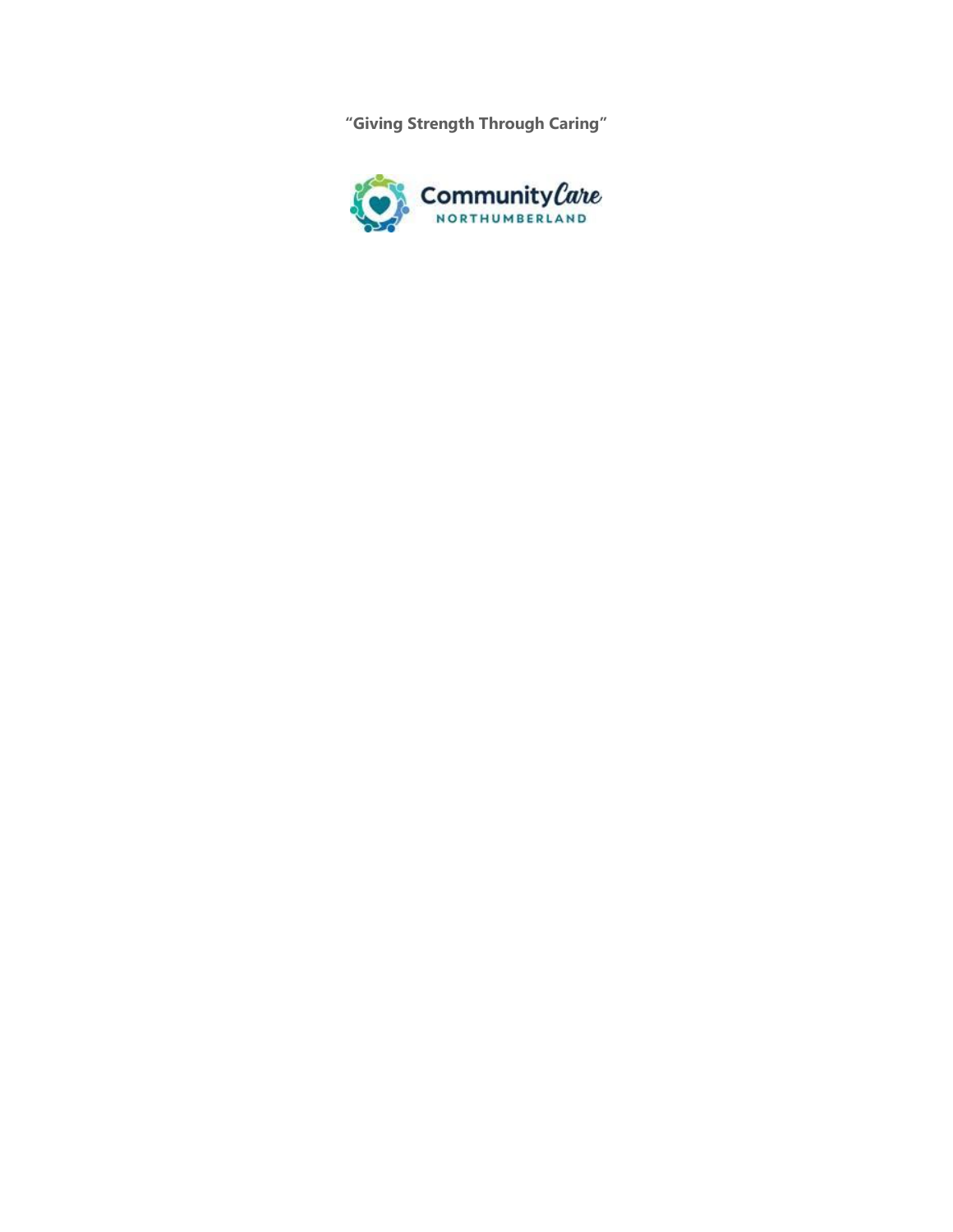**"Giving Strength Through Caring"**

Community Care

NORTHUMBERLAND